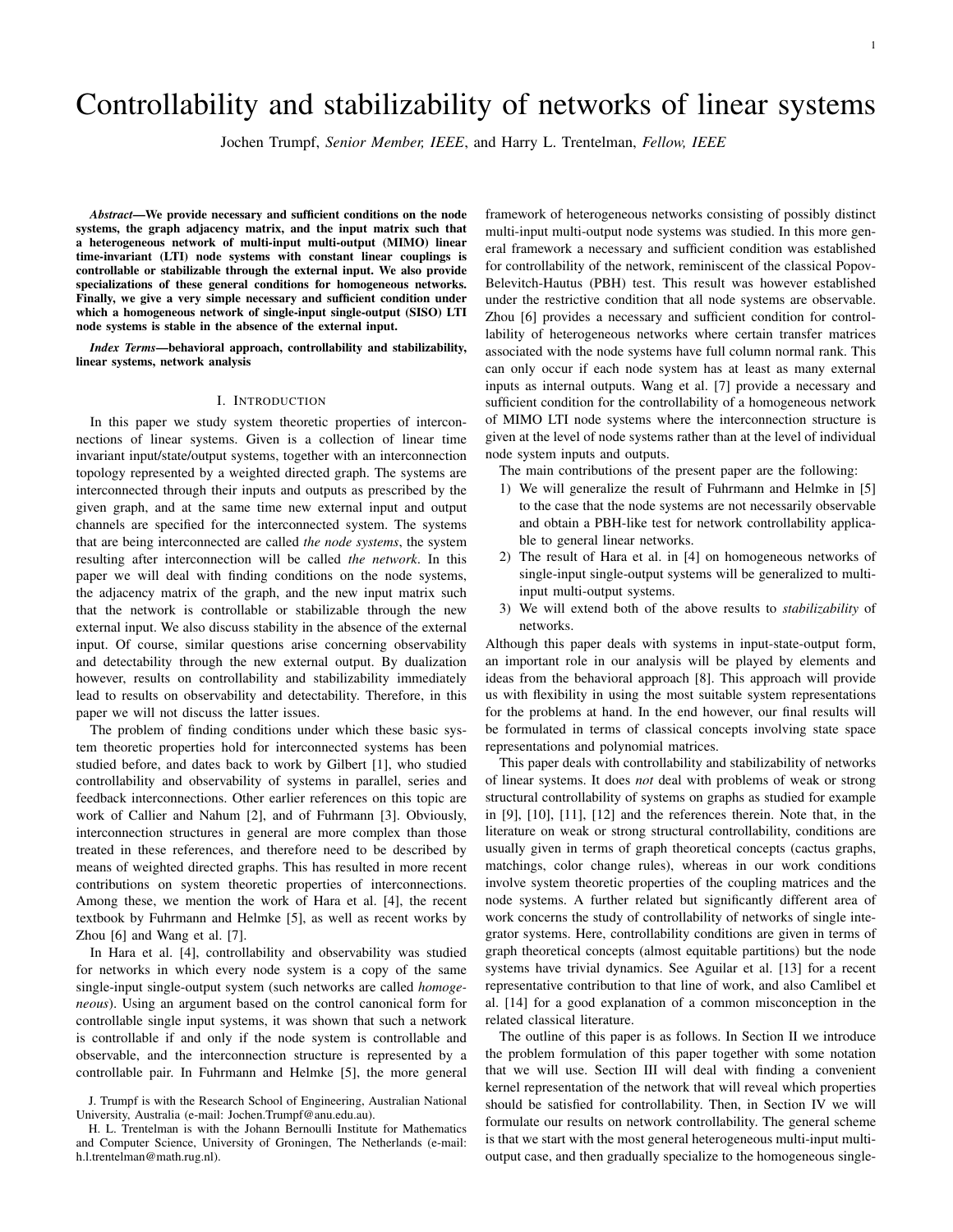# Controllability and stabilizability of networks of linear systems

Jochen Trumpf, *Senior Member, IEEE*, and Harry L. Trentelman, *Fellow, IEEE*

***Abstract*—We provide necessary and sufficient conditions on the node systems, the graph adjacency matrix, and the input matrix such that a heterogeneous network of multi-input multi-output (MIMO) linear time-invariant (LTI) node systems with constant linear couplings is controllable or stabilizable through the external input. We also provide specializations of these general conditions for homogeneous networks. Finally, we give a very simple necessary and sufficient condition under which a homogeneous network of single-input single-output (SISO) LTI node systems is stable in the absence of the external input.**

***Index Terms*—behavioral approach, controllability and stabilizability, linear systems, network analysis**

## I. Introduction

In this paper we study system theoretic properties of interconnections of linear systems. Given is a collection of linear time invariant input/state/output systems, together with an interconnection topology represented by a weighted directed graph. The systems are interconnected through their inputs and outputs as prescribed by the given graph, and at the same time new external input and output channels are specified for the interconnected system. The systems that are being interconnected are called *the node systems*, the system resulting after interconnection will be called *the network*. In this paper we will deal with finding conditions on the node systems, the adjacency matrix of the graph, and the new input matrix such that the network is controllable or stabilizable through the new external input. We also discuss stability in the absence of the external input. Of course, similar questions arise concerning observability and detectability through the new external output. By dualization however, results on controllability and stabilizability immediately lead to results on observability and detectability. Therefore, in this paper we will not discuss the latter issues.

The problem of finding conditions under which these basic system theoretic properties hold for interconnected systems has been studied before, and dates back to work by Gilbert [1], who studied controllability and observability of systems in parallel, series and feedback interconnections. Other earlier references on this topic are work of Callier and Nahum [2], and of Fuhrmann [3]. Obviously, interconnection structures in general are more complex than those treated in these references, and therefore need to be described by means of weighted directed graphs. This has resulted in more recent contributions on system theoretic properties of interconnections. Among these, we mention the work of Hara et al. [4], the recent textbook by Fuhrmann and Helmke [5], as well as recent works by Zhou [6] and Wang et al. [7].

In Hara et al. [4], controllability and observability was studied for networks in which every node system is a copy of the same single-input single-output system (such networks are called *homogeneous*). Using an argument based on the control canonical form for controllable single input systems, it was shown that such a network is controllable if and only if the node system is controllable and observable, and the interconnection structure is represented by a controllable pair. In Fuhrmann and Helmke [5], the more general framework of heterogeneous networks consisting of possibly distinct multi-input multi-output node systems was studied. In this more general framework a necessary and sufficient condition was established for controllability of the network, reminiscent of the classical Popov-Belevitch-Hautus (PBH) test. This result was however established under the restrictive condition that all node systems are observable. Zhou [6] provides a necessary and sufficient condition for controllability of heterogeneous networks where certain transfer matrices associated with the node systems have full column normal rank. This can only occur if each node system has at least as many external inputs as internal outputs. Wang et al. [7] provide a necessary and sufficient condition for the controllability of a homogeneous network of MIMO LTI node systems where the interconnection structure is given at the level of node systems rather than at the level of individual node system inputs and outputs.

The main contributions of the present paper are the following:

1) We will generalize the result of Fuhrmann and Helmke in [5] to the case that the node systems are not necessarily observable and obtain a PBH-like test for network controllability applicable to general linear networks.
2) The result of Hara et al. in [4] on homogeneous networks of single-input single-output systems will be generalized to multi-input multi-output systems.
3) We will extend both of the above results to *stabilizability* of networks.

Although this paper deals with systems in input-state-output form, an important role in our analysis will be played by elements and ideas from the behavioral approach [8]. This approach will provide us with flexibility in using the most suitable system representations for the problems at hand. In the end however, our final results will be formulated in terms of classical concepts involving state space representations and polynomial matrices.

This paper deals with controllability and stabilizability of networks of linear systems. It does *not* deal with problems of weak or strong structural controllability of systems on graphs as studied for example in [9], [10], [11], [12] and the references therein. Note that, in the literature on weak or strong structural controllability, conditions are usually given in terms of graph theoretical concepts (cactus graphs, matchings, color change rules), whereas in our work conditions involve system theoretic properties of the coupling matrices and the node systems. A further related but significantly different area of work concerns the study of controllability of networks of single integrator systems. Here, controllability conditions are given in terms of graph theoretical concepts (almost equitable partitions) but the node systems have trivial dynamics. See Aguilar et al. [13] for a recent representative contribution to that line of work, and also Camlibel et al. [14] for a good explanation of a common misconception in the related classical literature.

The outline of this paper is as follows. In Section II we introduce the problem formulation of this paper together with some notation that we will use. Section III will deal with finding a convenient kernel representation of the network that will reveal which properties should be satisfied for controllability. Then, in Section IV we will formulate our results on network controllability. The general scheme is that we start with the most general heterogeneous multi-input multi-output case, and then gradually specialize to the homogeneous single-

J. Trumpf is with the Research School of Engineering, Australian National University, Australia (e-mail: Jochen.Trumpf@anu.edu.au).

H. L. Trentelman is with the Johann Bernoulli Institute for Mathematics and Computer Science, University of Groningen, The Netherlands (e-mail: h.l.trentelman@math.rug.nl).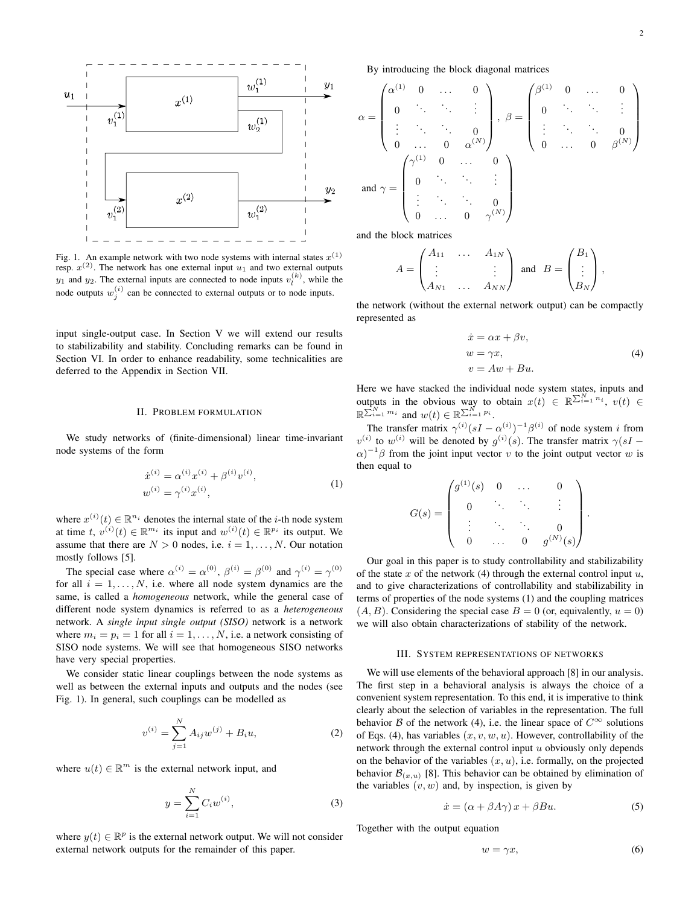Fig. 1. An example network with two node systems with internal states $x^{(1)}$ resp. $x^{(2)}$. The network has one external input $u_1$ and two external outputs $y_1$ and $y_2$. The external inputs are connected to node inputs $v_l^{(k)}$, while the node outputs $w_j^{(i)}$ can be connected to external outputs or to node inputs.

input single-output case. In Section V we will extend our results to stabilizability and stability. Concluding remarks can be found in Section VI. In order to enhance readability, some technicalities are deferred to the Appendix in Section VII.

## II. Problem formulation

We study networks of (finite-dimensional) linear time-invariant node systems of the form

$$
\begin{aligned}
\dot{x}^{(i)} &= \alpha^{(i)} x^{(i)} + \beta^{(i)} v^{(i)}, \\
w^{(i)} &= \gamma^{(i)} x^{(i)},
\end{aligned} \tag{1}
$$

where $x^{(i)}(t) \in \mathbb{R}^{n_i}$ denotes the internal state of the $i$-th node system at time $t$, $v^{(i)}(t) \in \mathbb{R}^{m_i}$ its input and $w^{(i)}(t) \in \mathbb{R}^{p_i}$ its output. We assume that there are $N > 0$ nodes, i.e. $i = 1, \ldots, N$. Our notation mostly follows [5].

The special case where $\alpha^{(i)} = \alpha^{(0)}$, $\beta^{(i)} = \beta^{(0)}$ and $\gamma^{(i)} = \gamma^{(0)}$ for all $i = 1, \ldots, N$, i.e. where all node system dynamics are the same, is called a *homogeneous* network, while the general case of different node system dynamics is referred to as a *heterogeneous* network. A *single input single output (SISO)* network is a network where $m_i = p_i = 1$ for all $i = 1, \ldots, N$, i.e. a network consisting of SISO node systems. We will see that homogeneous SISO networks have very special properties.

We consider static linear couplings between the node systems as well as between the external inputs and outputs and the nodes (see Fig. 1). In general, such couplings can be modelled as

$$
v^{(i)} = \sum_{j=1}^{N} A_{ij} w^{(j)} + B_i u, \tag{2}
$$

where $u(t) \in \mathbb{R}^m$ is the external network input, and

$$
y = \sum_{i=1}^{N} C_i w^{(i)}, \tag{3}
$$

where $y(t) \in \mathbb{R}^p$ is the external network output. We will not consider external network outputs for the remainder of this paper.

By introducing the block diagonal matrices

$$
\alpha = \begin{pmatrix} \alpha^{(1)} & 0 & \ldots & 0 \\ 0 & \ddots & \ddots & \vdots \\ \vdots & \ddots & \ddots & 0 \\ 0 & \ldots & 0 & \alpha^{(N)} \end{pmatrix}, \quad \beta = \begin{pmatrix} \beta^{(1)} & 0 & \ldots & 0 \\ 0 & \ddots & \ddots & \vdots \\ \vdots & \ddots & \ddots & 0 \\ 0 & \ldots & 0 & \beta^{(N)} \end{pmatrix}
$$

$$
\text{and } \gamma = \begin{pmatrix} \gamma^{(1)} & 0 & \ldots & 0 \\ 0 & \ddots & \ddots & \vdots \\ \vdots & \ddots & \ddots & 0 \\ 0 & \ldots & 0 & \gamma^{(N)} \end{pmatrix}
$$

and the block matrices

$$
A = \begin{pmatrix} A_{11} & \ldots & A_{1N} \\ \vdots & & \vdots \\ A_{N1} & \ldots & A_{NN} \end{pmatrix} \text{ and } B = \begin{pmatrix} B_1 \\ \vdots \\ B_N \end{pmatrix},
$$

the network (without the external network output) can be compactly represented as

$$
\begin{aligned}
\dot{x} &= \alpha x + \beta v, \\
w &= \gamma x, \\
v &= A w + B u.
\end{aligned} \tag{4}
$$

Here we have stacked the individual node system states, inputs and outputs in the obvious way to obtain $x(t) \in \mathbb{R}^{\sum_{i=1}^N n_i}$, $v(t) \in \mathbb{R}^{\sum_{i=1}^N m_i}$ and $w(t) \in \mathbb{R}^{\sum_{i=1}^N p_i}$.

The transfer matrix $\gamma^{(i)}(sI - \alpha^{(i)})^{-1}\beta^{(i)}$ of node system $i$ from $v^{(i)}$ to $w^{(i)}$ will be denoted by $g^{(i)}(s)$. The transfer matrix $\gamma(sI - \alpha)^{-1}\beta$ from the joint input vector $v$ to the joint output vector $w$ is then equal to

$$
G(s) = \begin{pmatrix} g^{(1)}(s) & 0 & \ldots & 0 \\ 0 & \ddots & \ddots & \vdots \\ \vdots & \ddots & \ddots & 0 \\ 0 & \ldots & 0 & g^{(N)}(s) \end{pmatrix}.
$$

Our goal in this paper is to study controllability and stabilizability of the state $x$ of the network (4) through the external control input $u$, and to give characterizations of controllability and stabilizability in terms of properties of the node systems (1) and the coupling matrices $(A, B)$. Considering the special case $B = 0$ (or, equivalently, $u = 0$) we will also obtain characterizations of stability of the network.

## III. System representations of networks

We will use elements of the behavioral approach [8] in our analysis. The first step in a behavioral analysis is always the choice of a convenient system representation. To this end, it is imperative to think clearly about the selection of variables in the representation. The full behavior $\mathcal{B}$ of the network (4), i.e. the linear space of $C^\infty$ solutions of Eqs. (4), has variables $(x, v, w, u)$. However, controllability of the network through the external control input $u$ obviously only depends on the behavior of the variables $(x, u)$, i.e. formally, on the projected behavior $\mathcal{B}_{(x,u)}$ [8]. This behavior can be obtained by elimination of the variables $(v, w)$ and, by inspection, is given by

$$
\dot{x} = (\alpha + \beta A \gamma)\, x + \beta B u. \tag{5}
$$

Together with the output equation

$$
w = \gamma x, \tag{6}
$$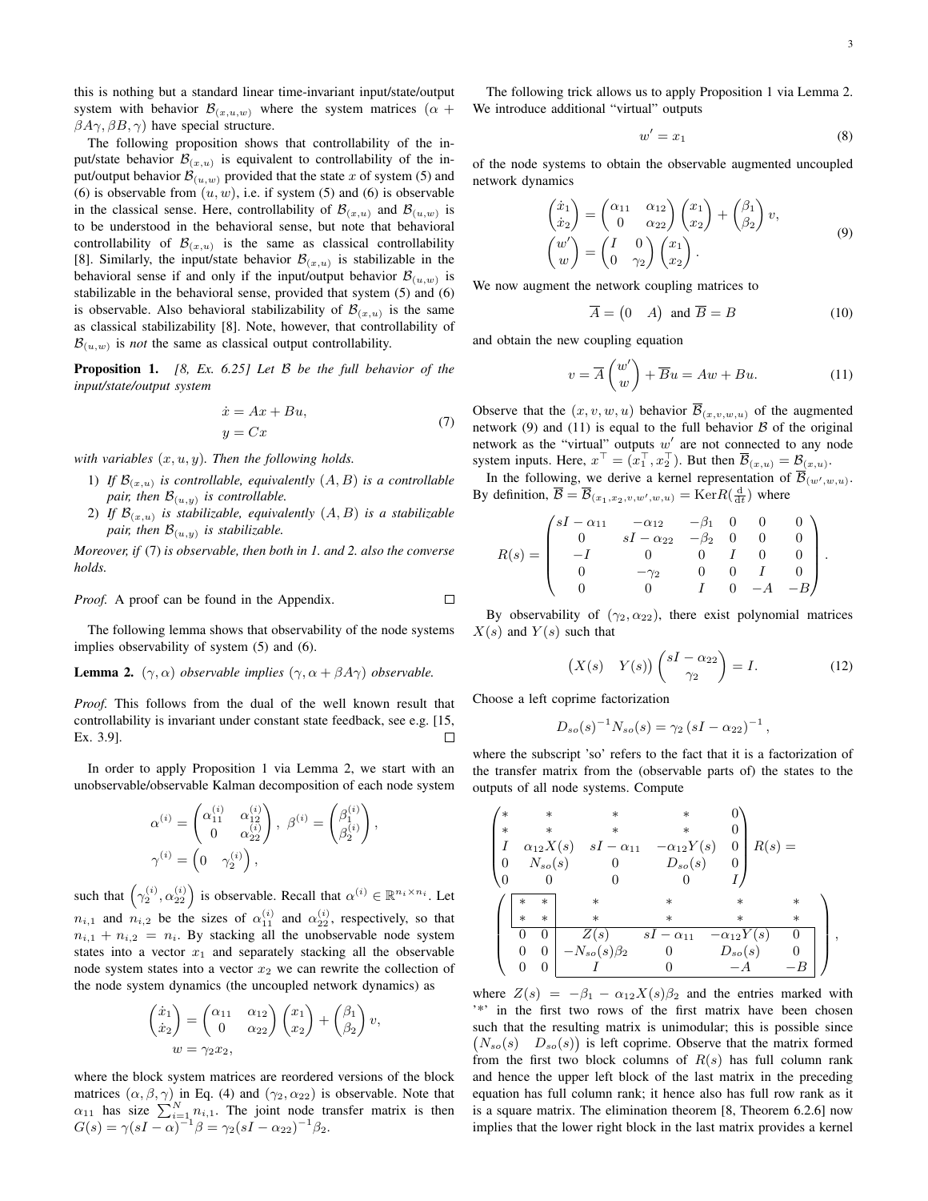this is nothing but a standard linear time-invariant input/state/output system with behavior $\mathcal{B}_{(x,u,w)}$ where the system matrices $(\alpha + \beta A\gamma, \beta B, \gamma)$ have special structure.

The following proposition shows that controllability of the input/state behavior $\mathcal{B}_{(x,u)}$ is equivalent to controllability of the input/output behavior $\mathcal{B}_{(u,w)}$ provided that the state $x$ of system (5) and (6) is observable from $(u, w)$, i.e. if system (5) and (6) is observable in the classical sense. Here, controllability of $\mathcal{B}_{(x,u)}$ and $\mathcal{B}_{(u,w)}$ is to be understood in the behavioral sense, but note that behavioral controllability of $\mathcal{B}_{(x,u)}$ is the same as classical controllability [8]. Similarly, the input/state behavior $\mathcal{B}_{(x,u)}$ is stabilizable in the behavioral sense if and only if the input/output behavior $\mathcal{B}_{(u,w)}$ is stabilizable in the behavioral sense, provided that system (5) and (6) is observable. Also behavioral stabilizability of $\mathcal{B}_{(x,u)}$ is the same as classical stabilizability [8]. Note, however, that controllability of $\mathcal{B}_{(u,w)}$ is *not* the same as classical output controllability.

**Proposition 1.** *[8, Ex. 6.25] Let $\mathcal{B}$ be the full behavior of the input/state/output system*

$$\begin{aligned} \dot{x} &= Ax + Bu, \\ y &= Cx \end{aligned} \tag{7}$$

*with variables $(x, u, y)$. Then the following holds.*

1) *If $\mathcal{B}_{(x,u)}$ is controllable, equivalently $(A, B)$ is a controllable pair, then $\mathcal{B}_{(u,y)}$ is controllable.*
2) *If $\mathcal{B}_{(x,u)}$ is stabilizable, equivalently $(A, B)$ is a stabilizable pair, then $\mathcal{B}_{(u,y)}$ is stabilizable.*

*Moreover, if (7) is observable, then both in 1. and 2. also the converse holds.*

*Proof.* A proof can be found in the Appendix. □

The following lemma shows that observability of the node systems implies observability of system (5) and (6).

**Lemma 2.** *$(\gamma, \alpha)$ observable implies $(\gamma, \alpha + \beta A\gamma)$ observable.*

*Proof.* This follows from the dual of the well known result that controllability is invariant under constant state feedback, see e.g. [15, Ex. 3.9]. □

In order to apply Proposition 1 via Lemma 2, we start with an unobservable/observable Kalman decomposition of each node system

$$\alpha^{(i)} = \begin{pmatrix} \alpha_{11}^{(i)} & \alpha_{12}^{(i)} \\ 0 & \alpha_{22}^{(i)} \end{pmatrix}, \ \beta^{(i)} = \begin{pmatrix} \beta_1^{(i)} \\ \beta_2^{(i)} \end{pmatrix},$$
$$\gamma^{(i)} = \begin{pmatrix} 0 & \gamma_2^{(i)} \end{pmatrix},$$

such that $\left(\gamma_2^{(i)}, \alpha_{22}^{(i)}\right)$ is observable. Recall that $\alpha^{(i)} \in \mathbb{R}^{n_i \times n_i}$. Let $n_{i,1}$ and $n_{i,2}$ be the sizes of $\alpha_{11}^{(i)}$ and $\alpha_{22}^{(i)}$, respectively, so that $n_{i,1} + n_{i,2} = n_i$. By stacking all the unobservable node system states into a vector $x_1$ and separately stacking all the observable node system states into a vector $x_2$ we can rewrite the collection of the node system dynamics (the uncoupled network dynamics) as

$$\begin{pmatrix} \dot{x}_1 \\ \dot{x}_2 \end{pmatrix} = \begin{pmatrix} \alpha_{11} & \alpha_{12} \\ 0 & \alpha_{22} \end{pmatrix} \begin{pmatrix} x_1 \\ x_2 \end{pmatrix} + \begin{pmatrix} \beta_1 \\ \beta_2 \end{pmatrix} v,$$
$$w = \gamma_2 x_2,$$

where the block system matrices are reordered versions of the block matrices $(\alpha, \beta, \gamma)$ in Eq. (4) and $(\gamma_2, \alpha_{22})$ is observable. Note that $\alpha_{11}$ has size $\sum_{i=1}^{N} n_{i,1}$. The joint node transfer matrix is then $G(s) = \gamma(sI - \alpha)^{-1}\beta = \gamma_2(sI - \alpha_{22})^{-1}\beta_2$.

The following trick allows us to apply Proposition 1 via Lemma 2. We introduce additional "virtual" outputs

$$w' = x_1 \tag{8}$$

of the node systems to obtain the observable augmented uncoupled network dynamics

$$\begin{aligned} \begin{pmatrix} \dot{x}_1 \\ \dot{x}_2 \end{pmatrix} &= \begin{pmatrix} \alpha_{11} & \alpha_{12} \\ 0 & \alpha_{22} \end{pmatrix} \begin{pmatrix} x_1 \\ x_2 \end{pmatrix} + \begin{pmatrix} \beta_1 \\ \beta_2 \end{pmatrix} v, \\ \begin{pmatrix} w' \\ w \end{pmatrix} &= \begin{pmatrix} I & 0 \\ 0 & \gamma_2 \end{pmatrix} \begin{pmatrix} x_1 \\ x_2 \end{pmatrix}. \end{aligned} \tag{9}$$

We now augment the network coupling matrices to

$$\overline{A} = \begin{pmatrix} 0 & A \end{pmatrix} \text{ and } \overline{B} = B \tag{10}$$

and obtain the new coupling equation

$$v = \overline{A} \begin{pmatrix} w' \\ w \end{pmatrix} + \overline{B} u = Aw + Bu. \tag{11}$$

Observe that the $(x, v, w, u)$ behavior $\overline{\mathcal{B}}_{(x,v,w,u)}$ of the augmented network (9) and (11) is equal to the full behavior $\mathcal{B}$ of the original network as the "virtual" outputs $w'$ are not connected to any node system inputs. Here, $x^\top = (x_1^\top, x_2^\top)$. But then $\overline{\mathcal{B}}_{(x,u)} = \mathcal{B}_{(x,u)}$.

In the following, we derive a kernel representation of $\overline{\mathcal{B}}_{(w',w,u)}$. By definition, $\overline{\mathcal{B}} = \overline{\mathcal{B}}_{(x_1,x_2,v,w',w,u)} = \mathrm{Ker} R(\frac{\mathrm{d}}{\mathrm{d}t})$ where

$$R(s) = \begin{pmatrix} sI - \alpha_{11} & -\alpha_{12} & -\beta_1 & 0 & 0 & 0 \\ 0 & sI - \alpha_{22} & -\beta_2 & 0 & 0 & 0 \\ -I & 0 & 0 & I & 0 & 0 \\ 0 & -\gamma_2 & 0 & 0 & I & 0 \\ 0 & 0 & I & 0 & -A & -B \end{pmatrix}.$$

By observability of $(\gamma_2, \alpha_{22})$, there exist polynomial matrices $X(s)$ and $Y(s)$ such that

$$\begin{pmatrix} X(s) & Y(s) \end{pmatrix} \begin{pmatrix} sI - \alpha_{22} \\ \gamma_2 \end{pmatrix} = I. \tag{12}$$

Choose a left coprime factorization

$$D_{so}(s)^{-1} N_{so}(s) = \gamma_2 \left(sI - \alpha_{22}\right)^{-1},$$

where the subscript 'so' refers to the fact that it is a factorization of the transfer matrix from the (observable parts of) the states to the outputs of all node systems. Compute

$$\begin{pmatrix} * & * & * & * & 0 \\ * & * & * & * & 0 \\ I & \alpha_{12}X(s) & sI - \alpha_{11} & -\alpha_{12}Y(s) & 0 \\ 0 & N_{so}(s) & 0 & D_{so}(s) & 0 \\ 0 & 0 & 0 & 0 & I \end{pmatrix} R(s) =$$

$$\left( \begin{array}{cc|cccc} * & * & * & * & * & * \\ * & * & * & * & * & * \\ \hline 0 & 0 & Z(s) & sI - \alpha_{11} & -\alpha_{12}Y(s) & 0 \\ 0 & 0 & -N_{so}(s)\beta_2 & 0 & D_{so}(s) & 0 \\ 0 & 0 & I & 0 & -A & -B \end{array} \right),$$

where $Z(s) = -\beta_1 - \alpha_{12}X(s)\beta_2$ and the entries marked with '$*$' in the first two rows of the first matrix have been chosen such that the resulting matrix is unimodular; this is possible since $\begin{pmatrix} N_{so}(s) & D_{so}(s) \end{pmatrix}$ is left coprime. Observe that the matrix formed from the first two block columns of $R(s)$ has full column rank and hence the upper left block of the last matrix in the preceding equation has full column rank; it hence also has full row rank as it is a square matrix. The elimination theorem [8, Theorem 6.2.6] now implies that the lower right block in the last matrix provides a kernel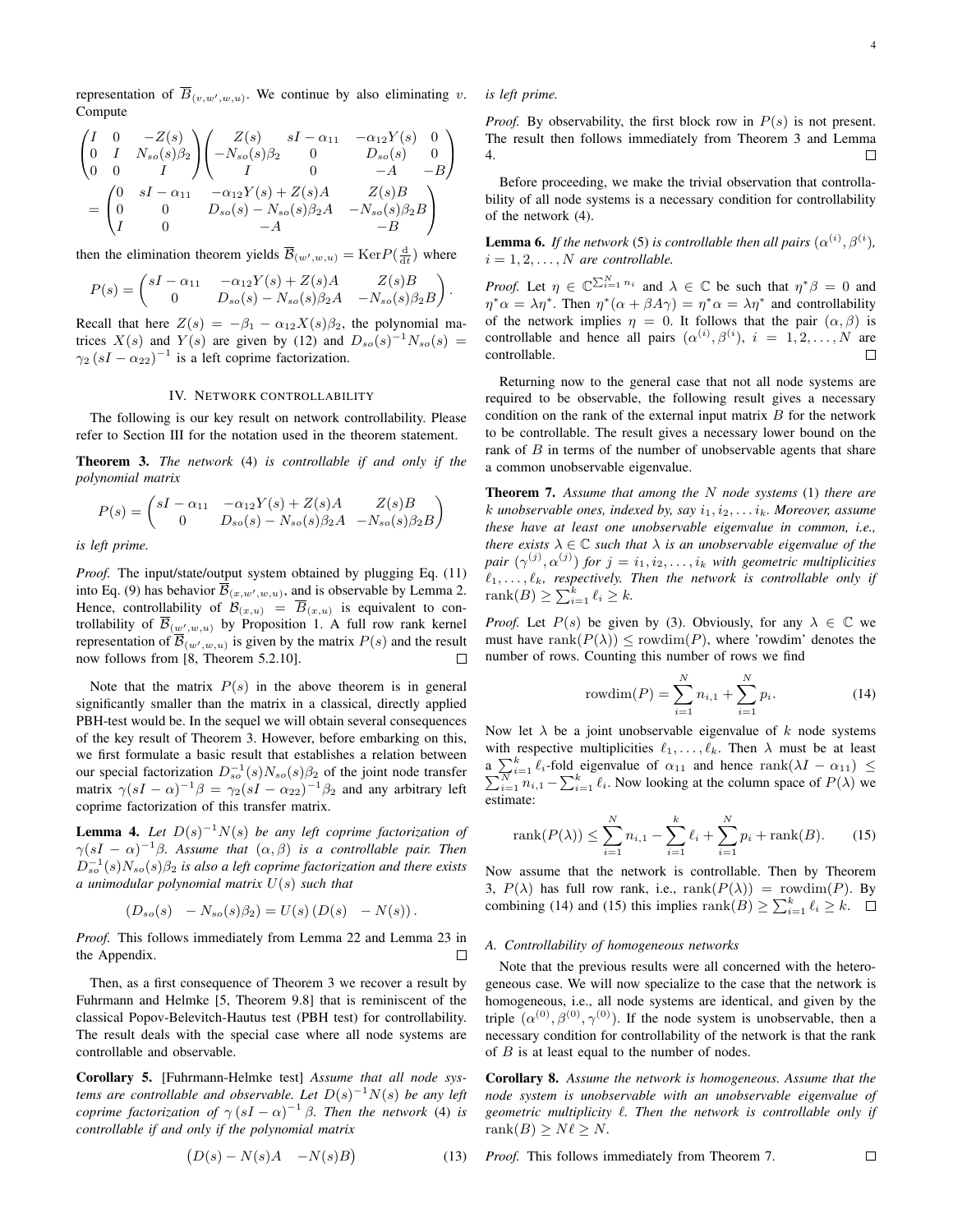representation of $\overline{\mathcal{B}}_{(v,w',w,u)}$. We continue by also eliminating $v$. Compute

$$\begin{pmatrix} I & 0 & -Z(s) \\ 0 & I & N_{so}(s)\beta_2 \\ 0 & 0 & I \end{pmatrix} \begin{pmatrix} Z(s) & sI-\alpha_{11} & -\alpha_{12}Y(s) & 0 \\ -N_{so}(s)\beta_2 & 0 & D_{so}(s) & 0 \\ I & 0 & -A & -B \end{pmatrix}$$
$$= \begin{pmatrix} 0 & sI-\alpha_{11} & -\alpha_{12}Y(s)+Z(s)A & Z(s)B \\ 0 & 0 & D_{so}(s)-N_{so}(s)\beta_2 A & -N_{so}(s)\beta_2 B \\ I & 0 & -A & -B \end{pmatrix}$$

then the elimination theorem yields $\overline{\mathcal{B}}_{(w',w,u)} = \operatorname{Ker} P(\frac{\mathrm{d}}{\mathrm{d}t})$ where

$$P(s) = \begin{pmatrix} sI-\alpha_{11} & -\alpha_{12}Y(s)+Z(s)A & Z(s)B \\ 0 & D_{so}(s)-N_{so}(s)\beta_2 A & -N_{so}(s)\beta_2 B \end{pmatrix}.$$

Recall that here $Z(s) = -\beta_1 - \alpha_{12}X(s)\beta_2$, the polynomial matrices $X(s)$ and $Y(s)$ are given by (12) and $D_{so}(s)^{-1}N_{so}(s) = \gamma_2(sI-\alpha_{22})^{-1}$ is a left coprime factorization.

## IV. Network controllability

The following is our key result on network controllability. Please refer to Section III for the notation used in the theorem statement.

**Theorem 3.** *The network* (4) *is controllable if and only if the polynomial matrix*

$$P(s) = \begin{pmatrix} sI-\alpha_{11} & -\alpha_{12}Y(s)+Z(s)A & Z(s)B \\ 0 & D_{so}(s)-N_{so}(s)\beta_2 A & -N_{so}(s)\beta_2 B \end{pmatrix}$$

*is left prime.*

*Proof.* The input/state/output system obtained by plugging Eq. (11) into Eq. (9) has behavior $\overline{\mathcal{B}}_{(x,w',w,u)}$, and is observable by Lemma 2. Hence, controllability of $\mathcal{B}_{(x,u)} = \overline{\mathcal{B}}_{(x,u)}$ is equivalent to controllability of $\overline{\mathcal{B}}_{(w',w,u)}$ by Proposition 1. A full row rank kernel representation of $\overline{\mathcal{B}}_{(w',w,u)}$ is given by the matrix $P(s)$ and the result now follows from [8, Theorem 5.2.10]. ◻

Note that the matrix $P(s)$ in the above theorem is in general significantly smaller than the matrix in a classical, directly applied PBH-test would be. In the sequel we will obtain several consequences of the key result of Theorem 3. However, before embarking on this, we first formulate a basic result that establishes a relation between our special factorization $D_{so}^{-1}(s)N_{so}(s)\beta_2$ of the joint node transfer matrix $\gamma(sI-\alpha)^{-1}\beta = \gamma_2(sI-\alpha_{22})^{-1}\beta_2$ and any arbitrary left coprime factorization of this transfer matrix.

**Lemma 4.** *Let $D(s)^{-1}N(s)$ be any left coprime factorization of $\gamma(sI-\alpha)^{-1}\beta$. Assume that $(\alpha,\beta)$ is a controllable pair. Then $D_{so}^{-1}(s)N_{so}(s)\beta_2$ is also a left coprime factorization and there exists a unimodular polynomial matrix $U(s)$ such that*

$$\begin{pmatrix} D_{so}(s) & -N_{so}(s)\beta_2 \end{pmatrix} = U(s)\begin{pmatrix} D(s) & -N(s) \end{pmatrix}.$$

*Proof.* This follows immediately from Lemma 22 and Lemma 23 in the Appendix. ◻

Then, as a first consequence of Theorem 3 we recover a result by Fuhrmann and Helmke [5, Theorem 9.8] that is reminiscent of the classical Popov-Belevitch-Hautus test (PBH test) for controllability. The result deals with the special case where all node systems are controllable and observable.

**Corollary 5.** [Fuhrmann-Helmke test] *Assume that all node systems are controllable and observable. Let $D(s)^{-1}N(s)$ be any left coprime factorization of $\gamma(sI-\alpha)^{-1}\beta$. Then the network* (4) *is controllable if and only if the polynomial matrix*

$$\begin{pmatrix} D(s)-N(s)A & -N(s)B \end{pmatrix} \tag{13}$$

*is left prime.*

*Proof.* By observability, the first block row in $P(s)$ is not present. The result then follows immediately from Theorem 3 and Lemma 4. ◻

Before proceeding, we make the trivial observation that controllability of all node systems is a necessary condition for controllability of the network (4).

**Lemma 6.** *If the network* (5) *is controllable then all pairs $(\alpha^{(i)},\beta^{(i)})$, $i=1,2,\ldots,N$ are controllable.*

*Proof.* Let $\eta \in \mathbb{C}^{\sum_{i=1}^N n_i}$ and $\lambda \in \mathbb{C}$ be such that $\eta^*\beta = 0$ and $\eta^*\alpha = \lambda\eta^*$. Then $\eta^*(\alpha+\beta A\gamma) = \eta^*\alpha = \lambda\eta^*$ and controllability of the network implies $\eta = 0$. It follows that the pair $(\alpha,\beta)$ is controllable and hence all pairs $(\alpha^{(i)},\beta^{(i)})$, $i=1,2,\ldots,N$ are controllable. ◻

Returning now to the general case that not all node systems are required to be observable, the following result gives a necessary condition on the rank of the external input matrix $B$ for the network to be controllable. The result gives a necessary lower bound on the rank of $B$ in terms of the number of unobservable agents that share a common unobservable eigenvalue.

**Theorem 7.** *Assume that among the $N$ node systems* (1) *there are $k$ unobservable ones, indexed by, say $i_1,i_2,\ldots i_k$. Moreover, assume these have at least one unobservable eigenvalue in common, i.e., there exists $\lambda\in\mathbb{C}$ such that $\lambda$ is an unobservable eigenvalue of the pair $(\gamma^{(j)},\alpha^{(j)})$ for $j=i_1,i_2,\ldots,i_k$ with geometric multiplicities $\ell_1,\ldots,\ell_k$, respectively. Then the network is controllable only if $\operatorname{rank}(B) \geq \sum_{i=1}^k \ell_i \geq k$.*

*Proof.* Let $P(s)$ be given by (3). Obviously, for any $\lambda\in\mathbb{C}$ we must have $\operatorname{rank}(P(\lambda)) \leq \operatorname{rowdim}(P)$, where 'rowdim' denotes the number of rows. Counting this number of rows we find

$$\operatorname{rowdim}(P) = \sum_{i=1}^N n_{i,1} + \sum_{i=1}^N p_i. \tag{14}$$

Now let $\lambda$ be a joint unobservable eigenvalue of $k$ node systems with respective multiplicities $\ell_1,\ldots,\ell_k$. Then $\lambda$ must be at least a $\sum_{i=1}^k \ell_i$-fold eigenvalue of $\alpha_{11}$ and hence $\operatorname{rank}(\lambda I-\alpha_{11}) \leq \sum_{i=1}^N n_{i,1} - \sum_{i=1}^k \ell_i$. Now looking at the column space of $P(\lambda)$ we estimate:

$$\operatorname{rank}(P(\lambda)) \leq \sum_{i=1}^N n_{i,1} - \sum_{i=1}^k \ell_i + \sum_{i=1}^N p_i + \operatorname{rank}(B). \tag{15}$$

Now assume that the network is controllable. Then by Theorem 3, $P(\lambda)$ has full row rank, i.e., $\operatorname{rank}(P(\lambda)) = \operatorname{rowdim}(P)$. By combining (14) and (15) this implies $\operatorname{rank}(B) \geq \sum_{i=1}^k \ell_i \geq k$. ◻

### A. Controllability of homogeneous networks

Note that the previous results were all concerned with the heterogeneous case. We will now specialize to the case that the network is homogeneous, i.e., all node systems are identical, and given by the triple $(\alpha^{(0)},\beta^{(0)},\gamma^{(0)})$. If the node system is unobservable, then a necessary condition for controllability of the network is that the rank of $B$ is at least equal to the number of nodes.

**Corollary 8.** *Assume the network is homogeneous. Assume that the node system is unobservable with an unobservable eigenvalue of geometric multiplicity $\ell$. Then the network is controllable only if $\operatorname{rank}(B) \geq N\ell \geq N$.*

*Proof.* This follows immediately from Theorem 7. ◻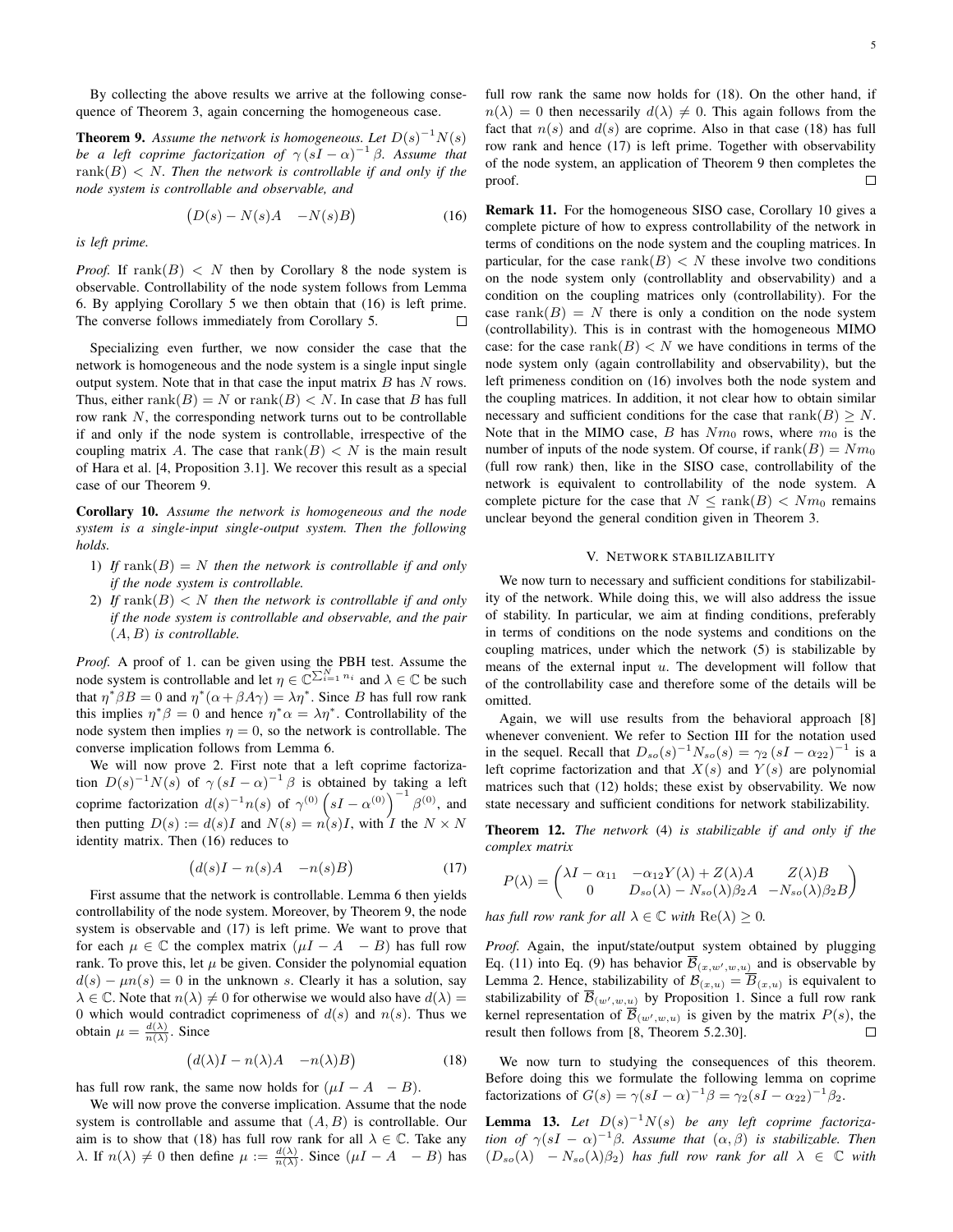By collecting the above results we arrive at the following consequence of Theorem 3, again concerning the homogeneous case.

**Theorem 9.** *Assume the network is homogeneous. Let $D(s)^{-1}N(s)$ be a left coprime factorization of $\gamma\,(sI-\alpha)^{-1}\beta$. Assume that $\operatorname{rank}(B) < N$. Then the network is controllable if and only if the node system is controllable and observable, and*

$$\begin{pmatrix} D(s) - N(s)A & -N(s)B \end{pmatrix} \tag{16}$$

*is left prime.*

*Proof.* If $\operatorname{rank}(B) < N$ then by Corollary 8 the node system is observable. Controllability of the node system follows from Lemma 6. By applying Corollary 5 we then obtain that (16) is left prime. The converse follows immediately from Corollary 5. $\square$

Specializing even further, we now consider the case that the network is homogeneous and the node system is a single input single output system. Note that in that case the input matrix $B$ has $N$ rows. Thus, either $\operatorname{rank}(B) = N$ or $\operatorname{rank}(B) < N$. In case that $B$ has full row rank $N$, the corresponding network turns out to be controllable if and only if the node system is controllable, irrespective of the coupling matrix $A$. The case that $\operatorname{rank}(B) < N$ is the main result of Hara et al. [4, Proposition 3.1]. We recover this result as a special case of our Theorem 9.

**Corollary 10.** *Assume the network is homogeneous and the node system is a single-input single-output system. Then the following holds.*

1) *If $\operatorname{rank}(B) = N$ then the network is controllable if and only if the node system is controllable.*
2) *If $\operatorname{rank}(B) < N$ then the network is controllable if and only if the node system is controllable and observable, and the pair $(A, B)$ is controllable.*

*Proof.* A proof of 1. can be given using the PBH test. Assume the node system is controllable and let $\eta \in \mathbb{C}^{\sum_{i=1}^{N} n_i}$ and $\lambda \in \mathbb{C}$ be such that $\eta^*\beta B = 0$ and $\eta^*(\alpha + \beta A \gamma) = \lambda \eta^*$. Since $B$ has full row rank this implies $\eta^*\beta = 0$ and hence $\eta^*\alpha = \lambda\eta^*$. Controllability of the node system then implies $\eta = 0$, so the network is controllable. The converse implication follows from Lemma 6.

We will now prove 2. First note that a left coprime factorization $D(s)^{-1}N(s)$ of $\gamma\,(sI-\alpha)^{-1}\beta$ is obtained by taking a left coprime factorization $d(s)^{-1}n(s)$ of $\gamma^{(0)}\left(sI-\alpha^{(0)}\right)^{-1}\beta^{(0)}$, and then putting $D(s) := d(s)I$ and $N(s) = n(s)I$, with $I$ the $N \times N$ identity matrix. Then (16) reduces to

$$\begin{pmatrix} d(s)I - n(s)A & -n(s)B \end{pmatrix} \tag{17}$$

First assume that the network is controllable. Lemma 6 then yields controllability of the node system. Moreover, by Theorem 9, the node system is observable and (17) is left prime. We want to prove that for each $\mu \in \mathbb{C}$ the complex matrix $\begin{pmatrix}\mu I - A & -B\end{pmatrix}$ has full row rank. To prove this, let $\mu$ be given. Consider the polynomial equation $d(s) - \mu n(s) = 0$ in the unknown $s$. Clearly it has a solution, say $\lambda \in \mathbb{C}$. Note that $n(\lambda) \neq 0$ for otherwise we would also have $d(\lambda) = 0$ which would contradict coprimeness of $d(s)$ and $n(s)$. Thus we obtain $\mu = \frac{d(\lambda)}{n(\lambda)}$. Since

$$\begin{pmatrix} d(\lambda)I - n(\lambda)A & -n(\lambda)B \end{pmatrix} \tag{18}$$

has full row rank, the same now holds for $\begin{pmatrix}\mu I - A & -B\end{pmatrix}$.

We will now prove the converse implication. Assume that the node system is controllable and assume that $(A, B)$ is controllable. Our aim is to show that (18) has full row rank for all $\lambda \in \mathbb{C}$. Take any $\lambda$. If $n(\lambda) \neq 0$ then define $\mu := \frac{d(\lambda)}{n(\lambda)}$. Since $\begin{pmatrix}\mu I - A & -B\end{pmatrix}$ has full row rank the same now holds for (18). On the other hand, if $n(\lambda) = 0$ then necessarily $d(\lambda) \neq 0$. This again follows from the fact that $n(s)$ and $d(s)$ are coprime. Also in that case (18) has full row rank and hence (17) is left prime. Together with observability of the node system, an application of Theorem 9 then completes the proof. $\square$

**Remark 11.** For the homogeneous SISO case, Corollary 10 gives a complete picture of how to express controllability of the network in terms of conditions on the node system and the coupling matrices. In particular, for the case $\operatorname{rank}(B) < N$ these involve two conditions on the node system only (controllablity and observability) and a condition on the coupling matrices only (controllability). For the case $\operatorname{rank}(B) = N$ there is only a condition on the node system (controllability). This is in contrast with the homogeneous MIMO case: for the case $\operatorname{rank}(B) < N$ we have conditions in terms of the node system only (again controllability and observability), but the left primeness condition on (16) involves both the node system and the coupling matrices. In addition, it not clear how to obtain similar necessary and sufficient conditions for the case that $\operatorname{rank}(B) \geq N$. Note that in the MIMO case, $B$ has $Nm_0$ rows, where $m_0$ is the number of inputs of the node system. Of course, if $\operatorname{rank}(B) = Nm_0$ (full row rank) then, like in the SISO case, controllability of the network is equivalent to controllability of the node system. A complete picture for the case that $N \leq \operatorname{rank}(B) < Nm_0$ remains unclear beyond the general condition given in Theorem 3.

## V. Network stabilizability

We now turn to necessary and sufficient conditions for stabilizability of the network. While doing this, we will also address the issue of stability. In particular, we aim at finding conditions, preferably in terms of conditions on the node systems and conditions on the coupling matrices, under which the network (5) is stabilizable by means of the external input $u$. The development will follow that of the controllability case and therefore some of the details will be omitted.

Again, we will use results from the behavioral approach [8] whenever convenient. We refer to Section III for the notation used in the sequel. Recall that $D_{so}(s)^{-1}N_{so}(s) = \gamma_2\,(sI - \alpha_{22})^{-1}$ is a left coprime factorization and that $X(s)$ and $Y(s)$ are polynomial matrices such that (12) holds; these exist by observability. We now state necessary and sufficient conditions for network stabilizability.

**Theorem 12.** *The network* (4) *is stabilizable if and only if the complex matrix*

$$P(\lambda) = \begin{pmatrix} \lambda I - \alpha_{11} & -\alpha_{12}Y(\lambda) + Z(\lambda)A & Z(\lambda)B \\ 0 & D_{so}(\lambda) - N_{so}(\lambda)\beta_2 A & -N_{so}(\lambda)\beta_2 B \end{pmatrix}$$

*has full row rank for all $\lambda \in \mathbb{C}$ with $\operatorname{Re}(\lambda) \geq 0$.*

*Proof.* Again, the input/state/output system obtained by plugging Eq. (11) into Eq. (9) has behavior $\overline{\mathcal{B}}_{(x,w',w,u)}$ and is observable by Lemma 2. Hence, stabilizability of $\mathcal{B}_{(x,u)} = \overline{\mathcal{B}}_{(x,u)}$ is equivalent to stabilizability of $\overline{\mathcal{B}}_{(w',w,u)}$ by Proposition 1. Since a full row rank kernel representation of $\overline{\mathcal{B}}_{(w',w,u)}$ is given by the matrix $P(s)$, the result then follows from [8, Theorem 5.2.30]. $\square$

We now turn to studying the consequences of this theorem. Before doing this we formulate the following lemma on coprime factorizations of $G(s) = \gamma(sI-\alpha)^{-1}\beta = \gamma_2(sI-\alpha_{22})^{-1}\beta_2$.

**Lemma 13.** *Let $D(s)^{-1}N(s)$ be any left coprime factorization of $\gamma(sI-\alpha)^{-1}\beta$. Assume that $(\alpha, \beta)$ is stabilizable. Then $\begin{pmatrix} D_{so}(\lambda) & -N_{so}(\lambda)\beta_2 \end{pmatrix}$ has full row rank for all $\lambda \in \mathbb{C}$ with*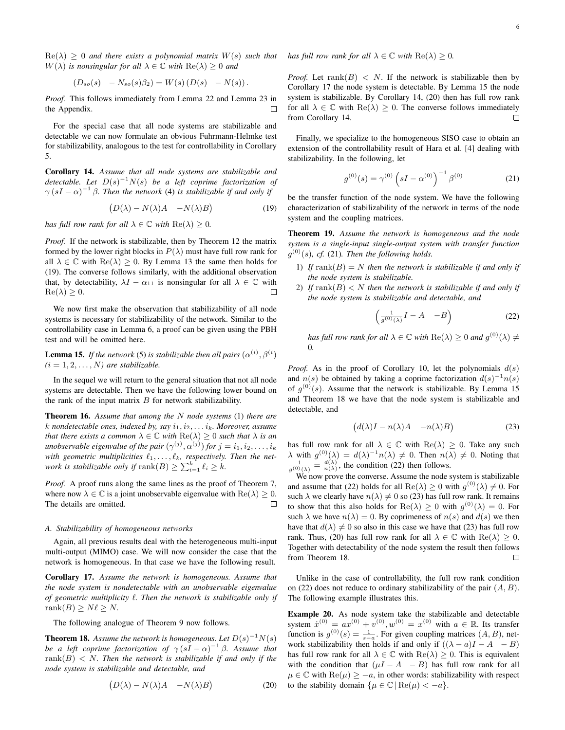$\mathrm{Re}(\lambda) \geq 0$ *and there exists a polynomial matrix* $W(s)$ *such that* $W(\lambda)$ *is nonsingular for all* $\lambda \in \mathbb{C}$ *with* $\mathrm{Re}(\lambda) \geq 0$ *and*

$$\begin{pmatrix} D_{so}(s) & -N_{so}(s)\beta_2 \end{pmatrix} = W(s) \begin{pmatrix} D(s) & -N(s) \end{pmatrix}.$$

*Proof.* This follows immediately from Lemma 22 and Lemma 23 in the Appendix. $\square$

For the special case that all node systems are stabilizable and detectable we can now formulate an obvious Fuhrmann-Helmke test for stabilizability, analogous to the test for controllability in Corollary 5.

**Corollary 14.** *Assume that all node systems are stabilizable and detectable. Let* $D(s)^{-1}N(s)$ *be a left coprime factorization of* $\gamma (sI - \alpha)^{-1} \beta$*. Then the network* (4) *is stabilizable if and only if*

$$\begin{pmatrix} D(\lambda) - N(\lambda)A & -N(\lambda)B \end{pmatrix} \tag{19}$$

*has full row rank for all* $\lambda \in \mathbb{C}$ *with* $\mathrm{Re}(\lambda) \geq 0$*.*

*Proof.* If the network is stabilizable, then by Theorem 12 the matrix formed by the lower right blocks in $P(\lambda)$ must have full row rank for all $\lambda \in \mathbb{C}$ with $\mathrm{Re}(\lambda) \geq 0$. By Lemma 13 the same then holds for (19). The converse follows similarly, with the additional observation that, by detectability, $\lambda I - \alpha_{11}$ is nonsingular for all $\lambda \in \mathbb{C}$ with $\mathrm{Re}(\lambda) \geq 0$. $\square$

We now first make the observation that stabilizability of all node systems is necessary for stabilizability of the network. Similar to the controllability case in Lemma 6, a proof can be given using the PBH test and will be omitted here.

**Lemma 15.** *If the network* (5) *is stabilizable then all pairs* $(\alpha^{(i)}, \beta^{(i)})$ $(i = 1, 2, \ldots, N)$ *are stabilizable.*

In the sequel we will return to the general situation that not all node systems are detectable. Then we have the following lower bound on the rank of the input matrix $B$ for network stabilizability.

**Theorem 16.** *Assume that among the* $N$ *node systems* (1) *there are* $k$ *nondetectable ones, indexed by, say* $i_1, i_2, \ldots i_k$*. Moreover, assume that there exists a common* $\lambda \in \mathbb{C}$ *with* $\mathrm{Re}(\lambda) \geq 0$ *such that* $\lambda$ *is an unobservable eigenvalue of the pair* $(\gamma^{(j)}, \alpha^{(j)})$ *for* $j = i_1, i_2, \ldots, i_k$ *with geometric multiplicities* $\ell_1, \ldots, \ell_k$*, respectively. Then the network is stabilizable only if* $\mathrm{rank}(B) \geq \sum_{i=1}^{k} \ell_i \geq k$*.*

*Proof.* A proof runs along the same lines as the proof of Theorem 7, where now $\lambda \in \mathbb{C}$ is a joint unobservable eigenvalue with $\mathrm{Re}(\lambda) \geq 0$. The details are omitted. $\square$

### A. Stabilizability of homogeneous networks

Again, all previous results deal with the heterogeneous multi-input multi-output (MIMO) case. We will now consider the case that the network is homogeneous. In that case we have the following result.

**Corollary 17.** *Assume the network is homogeneous. Assume that the node system is nondetectable with an unobservable eigenvalue of geometric multiplicity* $\ell$*. Then the network is stabilizable only if* $\mathrm{rank}(B) \geq N\ell \geq N$*.*

The following analogue of Theorem 9 now follows.

**Theorem 18.** *Assume the network is homogeneous. Let* $D(s)^{-1}N(s)$ *be a left coprime factorization of* $\gamma (sI - \alpha)^{-1} \beta$*. Assume that* $\mathrm{rank}(B) < N$*. Then the network is stabilizable if and only if the node system is stabilizable and detectable, and*

$$\begin{pmatrix} D(\lambda) - N(\lambda)A & -N(\lambda)B \end{pmatrix} \tag{20}$$

*has full row rank for all* $\lambda \in \mathbb{C}$ *with* $\mathrm{Re}(\lambda) \geq 0$*.*

*Proof.* Let $\mathrm{rank}(B) < N$. If the network is stabilizable then by Corollary 17 the node system is detectable. By Lemma 15 the node system is stabilizable. By Corollary 14, (20) then has full row rank for all $\lambda \in \mathbb{C}$ with $\mathrm{Re}(\lambda) \geq 0$. The converse follows immediately from Corollary 14. $\square$

Finally, we specialize to the homogeneous SISO case to obtain an extension of the controllability result of Hara et al. [4] dealing with stabilizability. In the following, let

$$g^{(0)}(s) = \gamma^{(0)} \left( sI - \alpha^{(0)} \right)^{-1} \beta^{(0)} \tag{21}$$

be the transfer function of the node system. We have the following characterization of stabilizability of the network in terms of the node system and the coupling matrices.

**Theorem 19.** *Assume the network is homogeneous and the node system is a single-input single-output system with transfer function* $g^{(0)}(s)$*, cf.* (21)*. Then the following holds.*

1) *If* $\mathrm{rank}(B) = N$ *then the network is stabilizable if and only if the node system is stabilizable.*
2) *If* $\mathrm{rank}(B) < N$ *then the network is stabilizable if and only if the node system is stabilizable and detectable, and*

$$\begin{pmatrix} \frac{1}{g^{(0)}(\lambda)} I - A & -B \end{pmatrix} \tag{22}$$

*has full row rank for all* $\lambda \in \mathbb{C}$ *with* $\mathrm{Re}(\lambda) \geq 0$ *and* $g^{(0)}(\lambda) \neq 0$*.*

*Proof.* As in the proof of Corollary 10, let the polynomials $d(s)$ and $n(s)$ be obtained by taking a coprime factorization $d(s)^{-1}n(s)$ of $g^{(0)}(s)$. Assume that the network is stabilizable. By Lemma 15 and Theorem 18 we have that the node system is stabilizable and detectable, and

$$\begin{pmatrix} d(\lambda)I - n(\lambda)A & -n(\lambda)B \end{pmatrix} \tag{23}$$

has full row rank for all $\lambda \in \mathbb{C}$ with $\mathrm{Re}(\lambda) \geq 0$. Take any such $\lambda$ with $g^{(0)}(\lambda) = d(\lambda)^{-1}n(\lambda) \neq 0$. Then $n(\lambda) \neq 0$. Noting that $\frac{1}{g^{(0)}(\lambda)} = \frac{d(\lambda)}{n(\lambda)}$, the condition (22) then follows.

We now prove the converse. Assume the node system is stabilizable and assume that (22) holds for all $\mathrm{Re}(\lambda) \geq 0$ with $g^{(0)}(\lambda) \neq 0$. For such $\lambda$ we clearly have $n(\lambda) \neq 0$ so (23) has full row rank. It remains to show that this also holds for $\mathrm{Re}(\lambda) \geq 0$ with $g^{(0)}(\lambda) = 0$. For such $\lambda$ we have $n(\lambda) = 0$. By coprimeness of $n(s)$ and $d(s)$ we then have that $d(\lambda) \neq 0$ so also in this case we have that (23) has full row rank. Thus, (20) has full row rank for all $\lambda \in \mathbb{C}$ with $\mathrm{Re}(\lambda) \geq 0$. Together with detectability of the node system the result then follows from Theorem 18. $\square$

Unlike in the case of controllability, the full row rank condition on (22) does not reduce to ordinary stabilizability of the pair $(A, B)$. The following example illustrates this.

**Example 20.** As node system take the stabilizable and detectable system $\dot{x}^{(0)} = ax^{(0)} + v^{(0)}, w^{(0)} = x^{(0)}$ with $a \in \mathbb{R}$. Its transfer function is $g^{(0)}(s) = \frac{1}{s-a}$. For given coupling matrices $(A, B)$, network stabilizability then holds if and only if $((\lambda - a)I - A \quad -B)$ has full row rank for all $\lambda \in \mathbb{C}$ with $\mathrm{Re}(\lambda) \geq 0$. This is equivalent with the condition that $(\mu I - A \quad -B)$ has full row rank for all $\mu \in \mathbb{C}$ with $\mathrm{Re}(\mu) \geq -a$, in other words: stabilizability with respect to the stability domain $\{\mu \in \mathbb{C} \,|\, \mathrm{Re}(\mu) < -a\}$.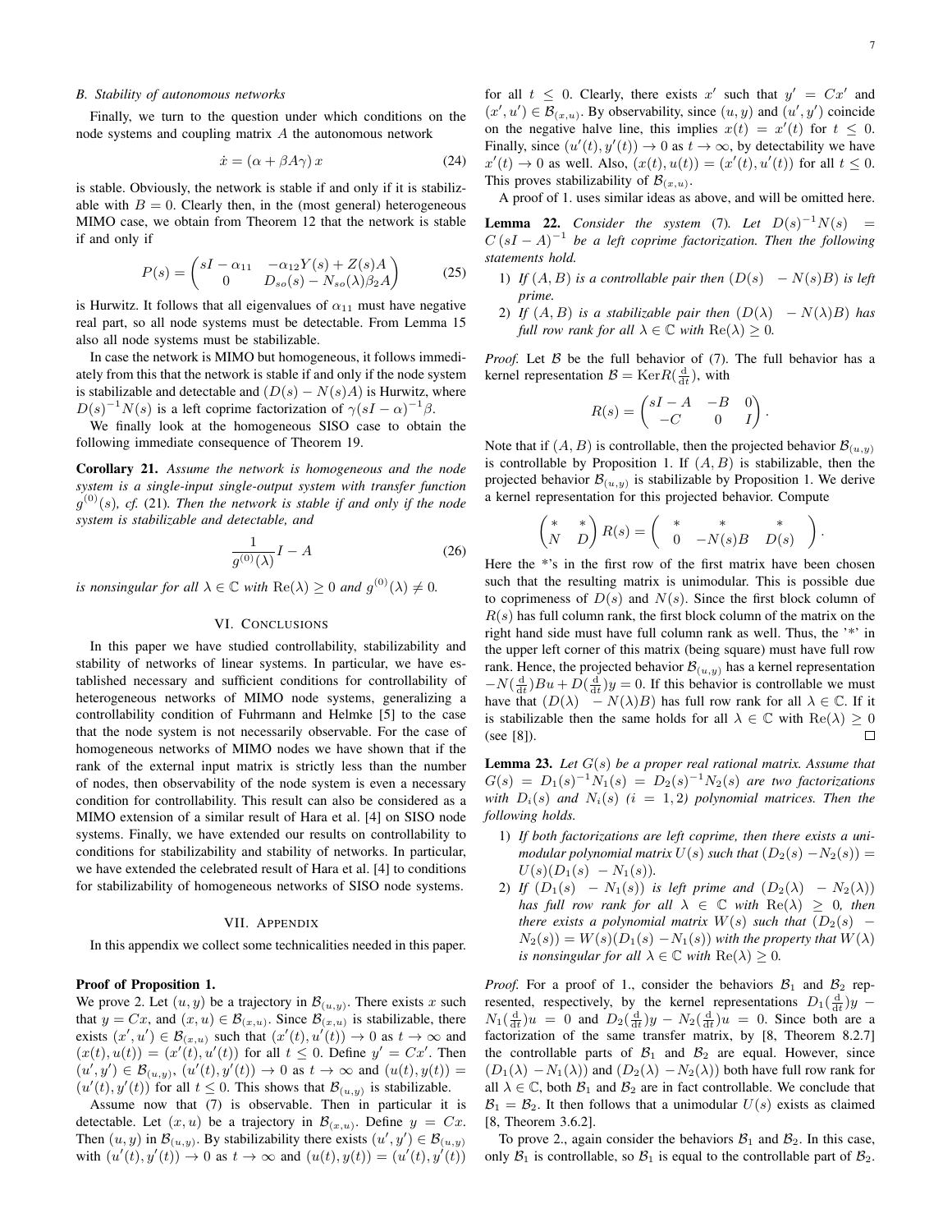### B. Stability of autonomous networks

Finally, we turn to the question under which conditions on the node systems and coupling matrix $A$ the autonomous network

$$\dot{x} = (\alpha + \beta A \gamma)\, x \tag{24}$$

is stable. Obviously, the network is stable if and only if it is stabilizable with $B = 0$. Clearly then, in the (most general) heterogeneous MIMO case, we obtain from Theorem 12 that the network is stable if and only if

$$P(s) = \begin{pmatrix} sI - \alpha_{11} & -\alpha_{12} Y(s) + Z(s) A \\ 0 & D_{so}(s) - N_{so}(\lambda)\beta_2 A \end{pmatrix} \tag{25}$$

is Hurwitz. It follows that all eigenvalues of $\alpha_{11}$ must have negative real part, so all node systems must be detectable. From Lemma 15 also all node systems must be stabilizable.

In case the network is MIMO but homogeneous, it follows immediately from this that the network is stable if and only if the node system is stabilizable and detectable and $(D(s) - N(s)A)$ is Hurwitz, where $D(s)^{-1}N(s)$ is a left coprime factorization of $\gamma(sI - \alpha)^{-1}\beta$.

We finally look at the homogeneous SISO case to obtain the following immediate consequence of Theorem 19.

**Corollary 21.** *Assume the network is homogeneous and the node system is a single-input single-output system with transfer function $g^{(0)}(s)$, cf.* (21)*. Then the network is stable if and only if the node system is stabilizable and detectable, and*

$$\frac{1}{g^{(0)}(\lambda)} I - A \tag{26}$$

*is nonsingular for all $\lambda \in \mathbb{C}$ with $\mathrm{Re}(\lambda) \geq 0$ and $g^{(0)}(\lambda) \neq 0$.*

## VI. Conclusions

In this paper we have studied controllability, stabilizability and stability of networks of linear systems. In particular, we have established necessary and sufficient conditions for controllability of heterogeneous networks of MIMO node systems, generalizing a controllability condition of Fuhrmann and Helmke [5] to the case that the node system is not necessarily observable. For the case of homogeneous networks of MIMO nodes we have shown that if the rank of the external input matrix is strictly less than the number of nodes, then observability of the node system is even a necessary condition for controllability. This result can also be considered as a MIMO extension of a similar result of Hara et al. [4] on SISO node systems. Finally, we have extended our results on controllability to conditions for stabilizability and stability of networks. In particular, we have extended the celebrated result of Hara et al. [4] to conditions for stabilizability of homogeneous networks of SISO node systems.

## VII. Appendix

In this appendix we collect some technicalities needed in this paper.

**Proof of Proposition 1.**

We prove 2. Let $(u, y)$ be a trajectory in $\mathcal{B}_{(u,y)}$. There exists $x$ such that $y = Cx$, and $(x, u) \in \mathcal{B}_{(x,u)}$. Since $\mathcal{B}_{(x,u)}$ is stabilizable, there exists $(x', u') \in \mathcal{B}_{(x,u)}$ such that $(x'(t), u'(t)) \to 0$ as $t \to \infty$ and $(x(t), u(t)) = (x'(t), u'(t))$ for all $t \leq 0$. Define $y' = Cx'$. Then $(u', y') \in \mathcal{B}_{(u,y)}$, $(u'(t), y'(t)) \to 0$ as $t \to \infty$ and $(u(t), y(t)) = (u'(t), y'(t))$ for all $t \leq 0$. This shows that $\mathcal{B}_{(u,y)}$ is stabilizable.

Assume now that (7) is observable. Then in particular it is detectable. Let $(x, u)$ be a trajectory in $\mathcal{B}_{(x,u)}$. Define $y = Cx$. Then $(u, y)$ in $\mathcal{B}_{(u,y)}$. By stabilizability there exists $(u', y') \in \mathcal{B}_{(u,y)}$ with $(u'(t), y'(t)) \to 0$ as $t \to \infty$ and $(u(t), y(t)) = (u'(t), y'(t))$ for all $t \leq 0$. Clearly, there exists $x'$ such that $y' = Cx'$ and $(x', u') \in \mathcal{B}_{(x,u)}$. By observability, since $(u, y)$ and $(u', y')$ coincide on the negative halve line, this implies $x(t) = x'(t)$ for $t \leq 0$. Finally, since $(u'(t), y'(t)) \to 0$ as $t \to \infty$, by detectability we have $x'(t) \to 0$ as well. Also, $(x(t), u(t)) = (x'(t), u'(t))$ for all $t \leq 0$. This proves stabilizability of $\mathcal{B}_{(x,u)}$.

A proof of 1. uses similar ideas as above, and will be omitted here.

**Lemma 22.** *Consider the system* (7)*. Let $D(s)^{-1}N(s) = C(sI - A)^{-1}$ be a left coprime factorization. Then the following statements hold.*

1. *If $(A, B)$ is a controllable pair then $(D(s) \quad -N(s)B)$ is left prime.*
2. *If $(A, B)$ is a stabilizable pair then $(D(\lambda) \quad -N(\lambda)B)$ has full row rank for all $\lambda \in \mathbb{C}$ with $\mathrm{Re}(\lambda) \geq 0$.*

*Proof.* Let $\mathcal{B}$ be the full behavior of (7). The full behavior has a kernel representation $\mathcal{B} = \mathrm{Ker} R(\frac{\mathrm{d}}{\mathrm{d}t})$, with

$$R(s) = \begin{pmatrix} sI - A & -B & 0 \\ -C & 0 & I \end{pmatrix}.$$

Note that if $(A, B)$ is controllable, then the projected behavior $\mathcal{B}_{(u,y)}$ is controllable by Proposition 1. If $(A, B)$ is stabilizable, then the projected behavior $\mathcal{B}_{(u,y)}$ is stabilizable by Proposition 1. We derive a kernel representation for this projected behavior. Compute

$$\begin{pmatrix} * & * \\ N & D \end{pmatrix} R(s) = \begin{pmatrix} * & * & * \\ 0 & -N(s)B & D(s) \end{pmatrix}.$$

Here the *'s in the first row of the first matrix have been chosen such that the resulting matrix is unimodular. This is possible due to coprimeness of $D(s)$ and $N(s)$. Since the first block column of $R(s)$ has full column rank, the first block column of the matrix on the right hand side must have full column rank as well. Thus, the '*' in the upper left corner of this matrix (being square) must have full row rank. Hence, the projected behavior $\mathcal{B}_{(u,y)}$ has a kernel representation $-N(\frac{\mathrm{d}}{\mathrm{d}t})Bu + D(\frac{\mathrm{d}}{\mathrm{d}t})y = 0$. If this behavior is controllable we must have that $(D(\lambda) \quad -N(\lambda)B)$ has full row rank for all $\lambda \in \mathbb{C}$. If it is stabilizable then the same holds for all $\lambda \in \mathbb{C}$ with $\mathrm{Re}(\lambda) \geq 0$ (see [8]). $\square$

**Lemma 23.** *Let $G(s)$ be a proper real rational matrix. Assume that $G(s) = D_1(s)^{-1}N_1(s) = D_2(s)^{-1}N_2(s)$ are two factorizations with $D_i(s)$ and $N_i(s)$ $(i = 1, 2)$ polynomial matrices. Then the following holds.*

1. *If both factorizations are left coprime, then there exists a unimodular polynomial matrix $U(s)$ such that $(D_2(s) \; -N_2(s)) = U(s)(D_1(s) \; -N_1(s))$.*
2. *If $(D_1(s) \quad -N_1(s))$ is left prime and $(D_2(\lambda) \quad -N_2(\lambda))$ has full row rank for all $\lambda \in \mathbb{C}$ with $\mathrm{Re}(\lambda) \geq 0$, then there exists a polynomial matrix $W(s)$ such that $(D_2(s) \; -N_2(s)) = W(s)(D_1(s) \; -N_1(s))$ with the property that $W(\lambda)$ is nonsingular for all $\lambda \in \mathbb{C}$ with $\mathrm{Re}(\lambda) \geq 0$.*

*Proof.* For a proof of 1., consider the behaviors $\mathcal{B}_1$ and $\mathcal{B}_2$ represented, respectively, by the kernel representations $D_1(\frac{\mathrm{d}}{\mathrm{d}t})y - N_1(\frac{\mathrm{d}}{\mathrm{d}t})u = 0$ and $D_2(\frac{\mathrm{d}}{\mathrm{d}t})y - N_2(\frac{\mathrm{d}}{\mathrm{d}t})u = 0$. Since both are a factorization of the same transfer matrix, by [8, Theorem 8.2.7] the controllable parts of $\mathcal{B}_1$ and $\mathcal{B}_2$ are equal. However, since $(D_1(\lambda) \; -N_1(\lambda))$ and $(D_2(\lambda) \; -N_2(\lambda))$ both have full row rank for all $\lambda \in \mathbb{C}$, both $\mathcal{B}_1$ and $\mathcal{B}_2$ are in fact controllable. We conclude that $\mathcal{B}_1 = \mathcal{B}_2$. It then follows that a unimodular $U(s)$ exists as claimed [8, Theorem 3.6.2].

To prove 2., again consider the behaviors $\mathcal{B}_1$ and $\mathcal{B}_2$. In this case, only $\mathcal{B}_1$ is controllable, so $\mathcal{B}_1$ is equal to the controllable part of $\mathcal{B}_2$.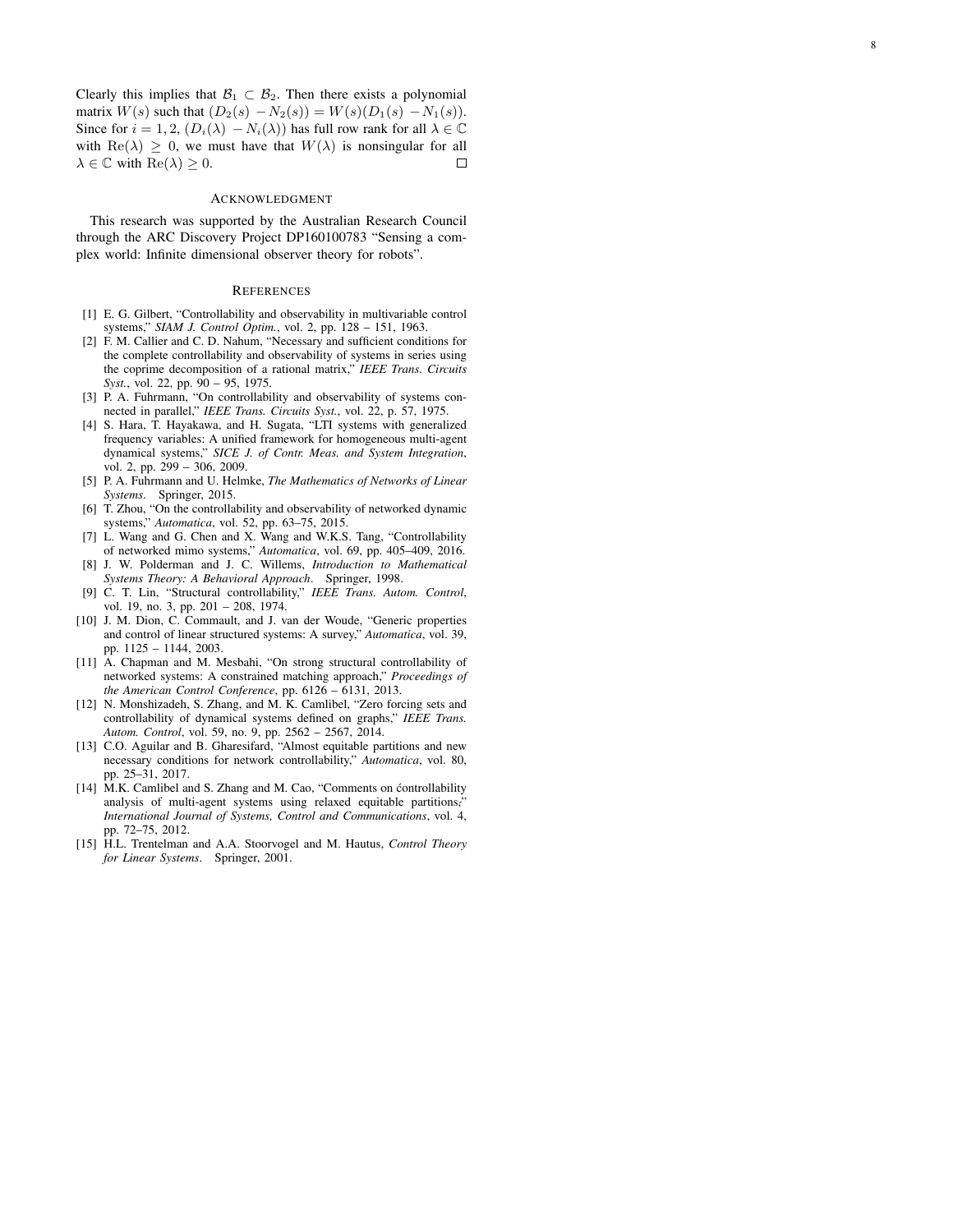Clearly this implies that $\mathcal{B}_1 \subset \mathcal{B}_2$. Then there exists a polynomial matrix $W(s)$ such that $(D_2(s)\ -N_2(s)) = W(s)(D_1(s)\ -N_1(s))$. Since for $i = 1, 2$, $(D_i(\lambda)\ -N_i(\lambda))$ has full row rank for all $\lambda \in \mathbb{C}$ with $\mathrm{Re}(\lambda) \geq 0$, we must have that $W(\lambda)$ is nonsingular for all $\lambda \in \mathbb{C}$ with $\mathrm{Re}(\lambda) \geq 0$. □

## Acknowledgment

This research was supported by the Australian Research Council through the ARC Discovery Project DP160100783 "Sensing a complex world: Infinite dimensional observer theory for robots".

## References

[1] E. G. Gilbert, "Controllability and observability in multivariable control systems," *SIAM J. Control Optim.*, vol. 2, pp. 128 – 151, 1963.

[2] F. M. Callier and C. D. Nahum, "Necessary and sufficient conditions for the complete controllability and observability of systems in series using the coprime decomposition of a rational matrix," *IEEE Trans. Circuits Syst.*, vol. 22, pp. 90 – 95, 1975.

[3] P. A. Fuhrmann, "On controllability and observability of systems connected in parallel," *IEEE Trans. Circuits Syst.*, vol. 22, p. 57, 1975.

[4] S. Hara, T. Hayakawa, and H. Sugata, "LTI systems with generalized frequency variables: A unified framework for homogeneous multi-agent dynamical systems," *SICE J. of Contr. Meas. and System Integration*, vol. 2, pp. 299 – 306, 2009.

[5] P. A. Fuhrmann and U. Helmke, *The Mathematics of Networks of Linear Systems*. Springer, 2015.

[6] T. Zhou, "On the controllability and observability of networked dynamic systems," *Automatica*, vol. 52, pp. 63–75, 2015.

[7] L. Wang and G. Chen and X. Wang and W.K.S. Tang, "Controllability of networked mimo systems," *Automatica*, vol. 69, pp. 405–409, 2016.

[8] J. W. Polderman and J. C. Willems, *Introduction to Mathematical Systems Theory: A Behavioral Approach*. Springer, 1998.

[9] C. T. Lin, "Structural controllability," *IEEE Trans. Autom. Control*, vol. 19, no. 3, pp. 201 – 208, 1974.

[10] J. M. Dion, C. Commault, and J. van der Woude, "Generic properties and control of linear structured systems: A survey," *Automatica*, vol. 39, pp. 1125 – 1144, 2003.

[11] A. Chapman and M. Mesbahi, "On strong structural controllability of networked systems: A constrained matching approach," *Proceedings of the American Control Conference*, pp. 6126 – 6131, 2013.

[12] N. Monshizadeh, S. Zhang, and M. K. Camlibel, "Zero forcing sets and controllability of dynamical systems defined on graphs," *IEEE Trans. Autom. Control*, vol. 59, no. 9, pp. 2562 – 2567, 2014.

[13] C.O. Aguilar and B. Gharesifard, "Almost equitable partitions and new necessary conditions for network controllability," *Automatica*, vol. 80, pp. 25–31, 2017.

[14] M.K. Camlibel and S. Zhang and M. Cao, "Comments on ćontrollability analysis of multi-agent systems using relaxed equitable partitions;" *International Journal of Systems, Control and Communications*, vol. 4, pp. 72–75, 2012.

[15] H.L. Trentelman and A.A. Stoorvogel and M. Hautus, *Control Theory for Linear Systems*. Springer, 2001.